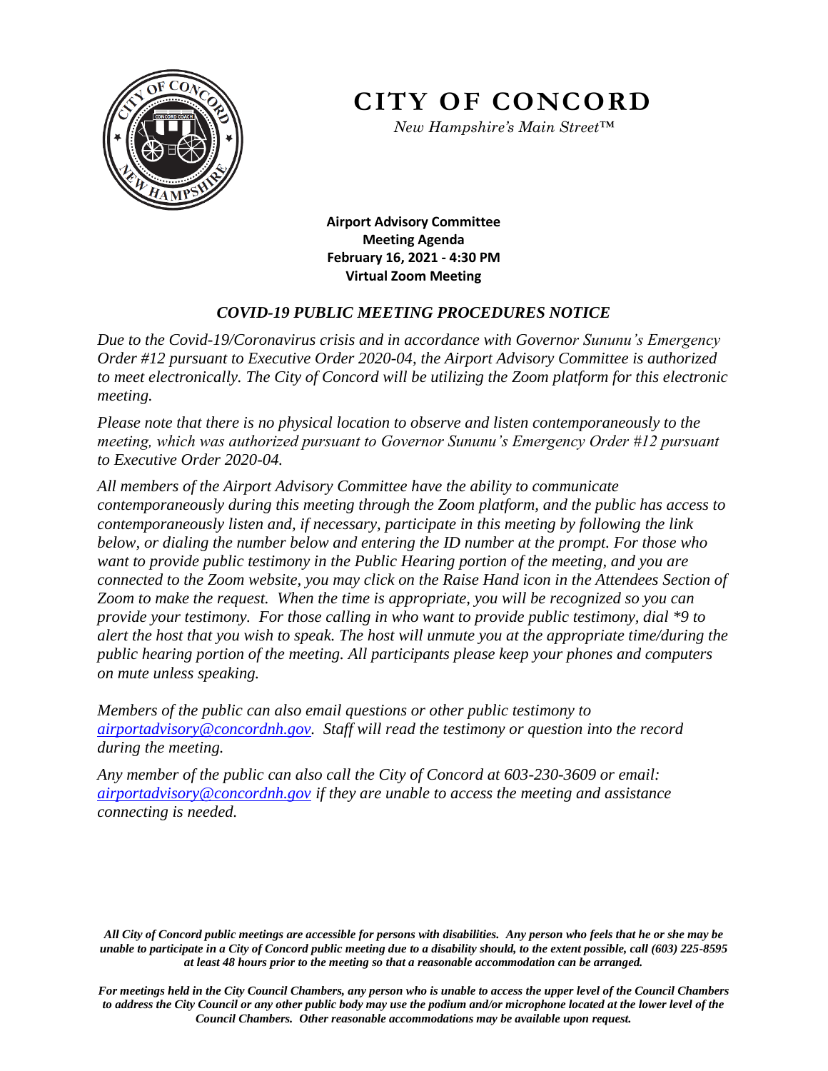# CITY OF CONCORD

*New Hampshire's Main Street™*

**Airport Advisory Committee**
**Meeting Agenda**
**February 16, 2021 - 4:30 PM**
**Virtual Zoom Meeting**

## *COVID-19 PUBLIC MEETING PROCEDURES NOTICE*

*Due to the Covid-19/Coronavirus crisis and in accordance with Governor Sununu's Emergency Order #12 pursuant to Executive Order 2020-04, the Airport Advisory Committee is authorized to meet electronically. The City of Concord will be utilizing the Zoom platform for this electronic meeting.*

*Please note that there is no physical location to observe and listen contemporaneously to the meeting, which was authorized pursuant to Governor Sununu's Emergency Order #12 pursuant to Executive Order 2020-04.*

*All members of the Airport Advisory Committee have the ability to communicate contemporaneously during this meeting through the Zoom platform, and the public has access to contemporaneously listen and, if necessary, participate in this meeting by following the link below, or dialing the number below and entering the ID number at the prompt. For those who want to provide public testimony in the Public Hearing portion of the meeting, and you are connected to the Zoom website, you may click on the Raise Hand icon in the Attendees Section of Zoom to make the request. When the time is appropriate, you will be recognized so you can provide your testimony. For those calling in who want to provide public testimony, dial *9 to alert the host that you wish to speak. The host will unmute you at the appropriate time/during the public hearing portion of the meeting. All participants please keep your phones and computers on mute unless speaking.*

*Members of the public can also email questions or other public testimony to airportadvisory@concordnh.gov. Staff will read the testimony or question into the record during the meeting.*

*Any member of the public can also call the City of Concord at 603-230-3609 or email: airportadvisory@concordnh.gov if they are unable to access the meeting and assistance connecting is needed.*

***All City of Concord public meetings are accessible for persons with disabilities. Any person who feels that he or she may be unable to participate in a City of Concord public meeting due to a disability should, to the extent possible, call (603) 225-8595 at least 48 hours prior to the meeting so that a reasonable accommodation can be arranged.***

***For meetings held in the City Council Chambers, any person who is unable to access the upper level of the Council Chambers to address the City Council or any other public body may use the podium and/or microphone located at the lower level of the Council Chambers. Other reasonable accommodations may be available upon request.***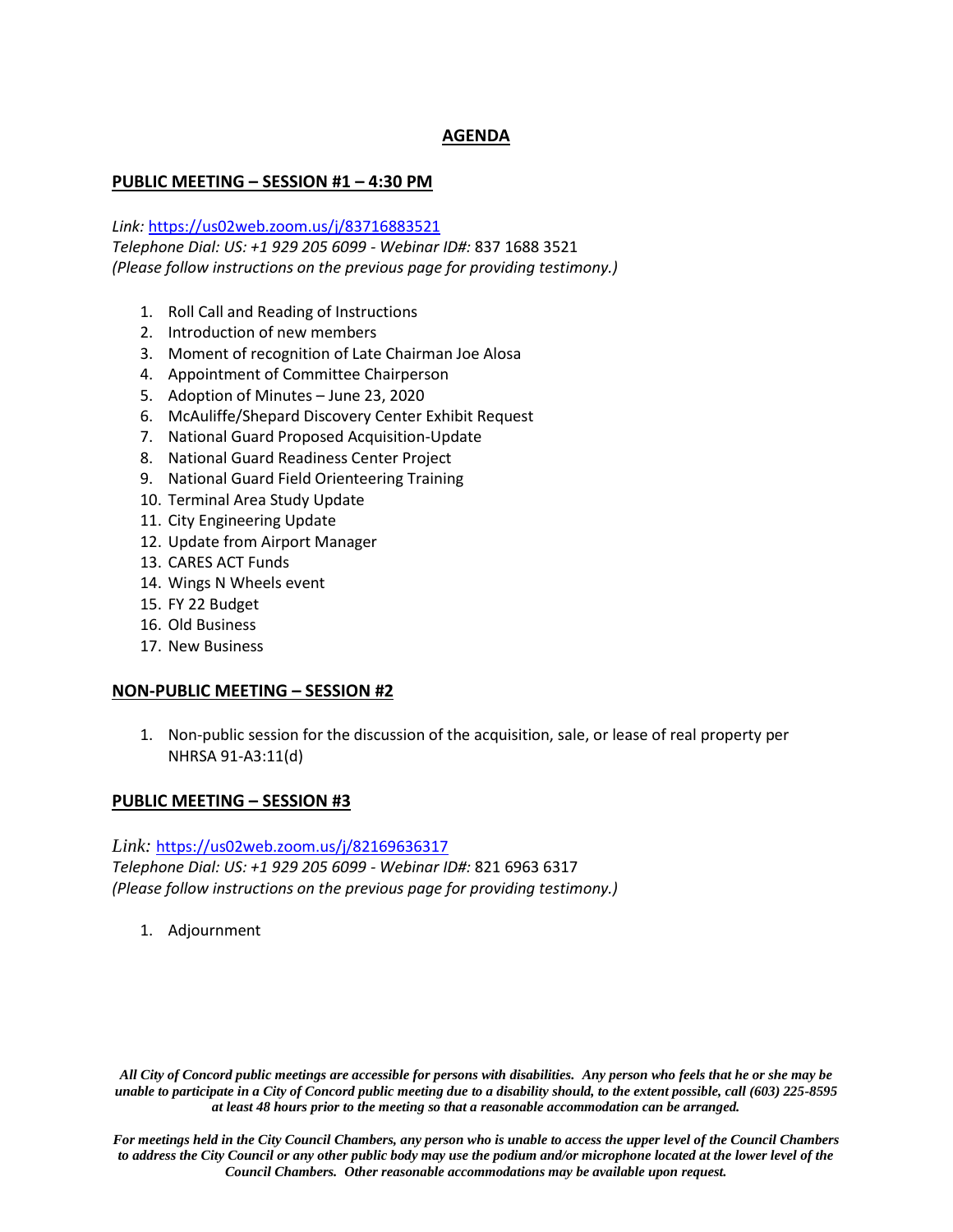# AGENDA

## PUBLIC MEETING – SESSION #1 – 4:30 PM

*Link:* https://us02web.zoom.us/j/83716883521
*Telephone Dial: US: +1 929 205 6099 - Webinar ID#:* 837 1688 3521
*(Please follow instructions on the previous page for providing testimony.)*

1. Roll Call and Reading of Instructions
2. Introduction of new members
3. Moment of recognition of Late Chairman Joe Alosa
4. Appointment of Committee Chairperson
5. Adoption of Minutes – June 23, 2020
6. McAuliffe/Shepard Discovery Center Exhibit Request
7. National Guard Proposed Acquisition-Update
8. National Guard Readiness Center Project
9. National Guard Field Orienteering Training
10. Terminal Area Study Update
11. City Engineering Update
12. Update from Airport Manager
13. CARES ACT Funds
14. Wings N Wheels event
15. FY 22 Budget
16. Old Business
17. New Business

## NON-PUBLIC MEETING – SESSION #2

1. Non-public session for the discussion of the acquisition, sale, or lease of real property per NHRSA 91-A3:11(d)

## PUBLIC MEETING – SESSION #3

*Link:* https://us02web.zoom.us/j/82169636317
*Telephone Dial: US: +1 929 205 6099 - Webinar ID#:* 821 6963 6317
*(Please follow instructions on the previous page for providing testimony.)*

1. Adjournment

***All City of Concord public meetings are accessible for persons with disabilities. Any person who feels that he or she may be unable to participate in a City of Concord public meeting due to a disability should, to the extent possible, call (603) 225-8595 at least 48 hours prior to the meeting so that a reasonable accommodation can be arranged.***

***For meetings held in the City Council Chambers, any person who is unable to access the upper level of the Council Chambers to address the City Council or any other public body may use the podium and/or microphone located at the lower level of the Council Chambers. Other reasonable accommodations may be available upon request.***